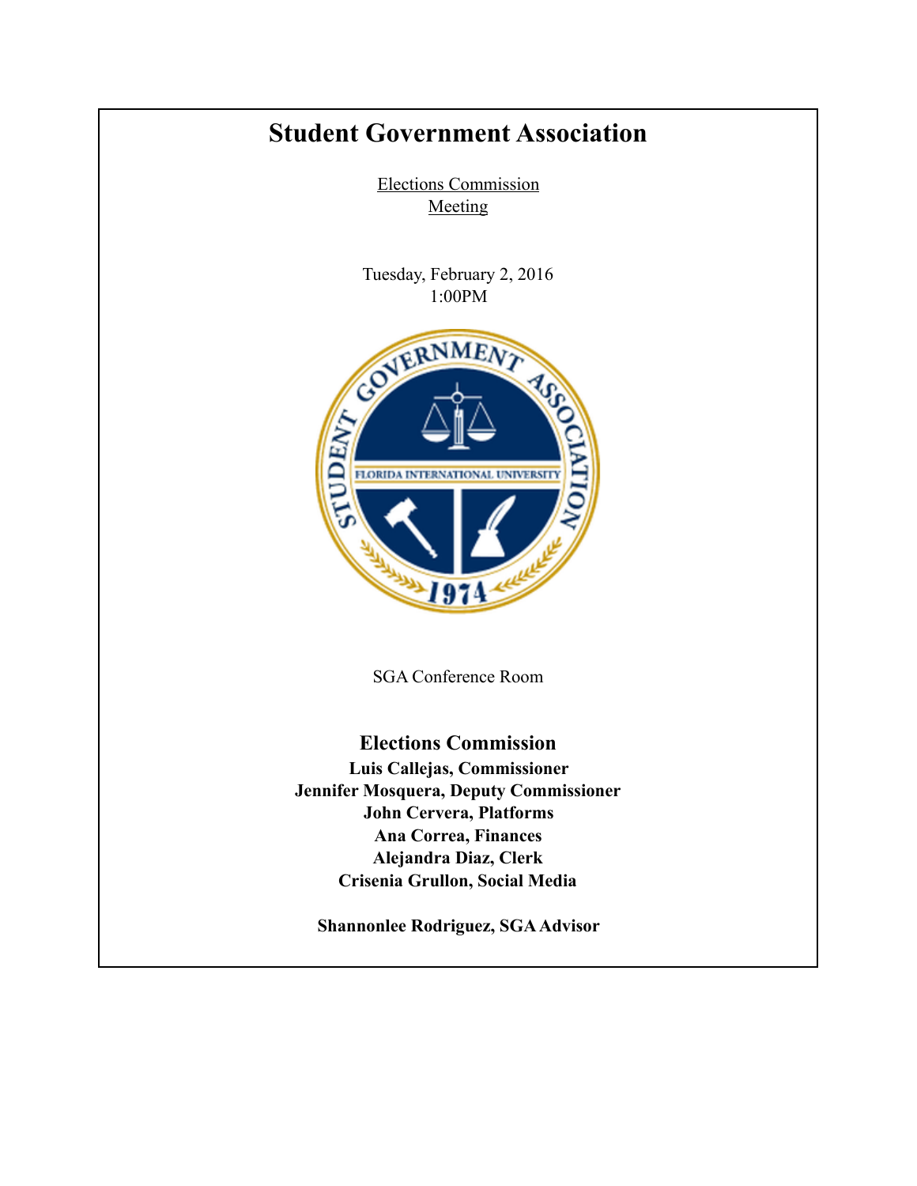# Student Government Association

Elections Commission
Meeting

Tuesday, February 2, 2016
1:00PM

SGA Conference Room

## Elections Commission

**Luis Callejas, Commissioner**
**Jennifer Mosquera, Deputy Commissioner**
**John Cervera, Platforms**
**Ana Correa, Finances**
**Alejandra Diaz, Clerk**
**Crisenia Grullon, Social Media**

**Shannonlee Rodriguez, SGA Advisor**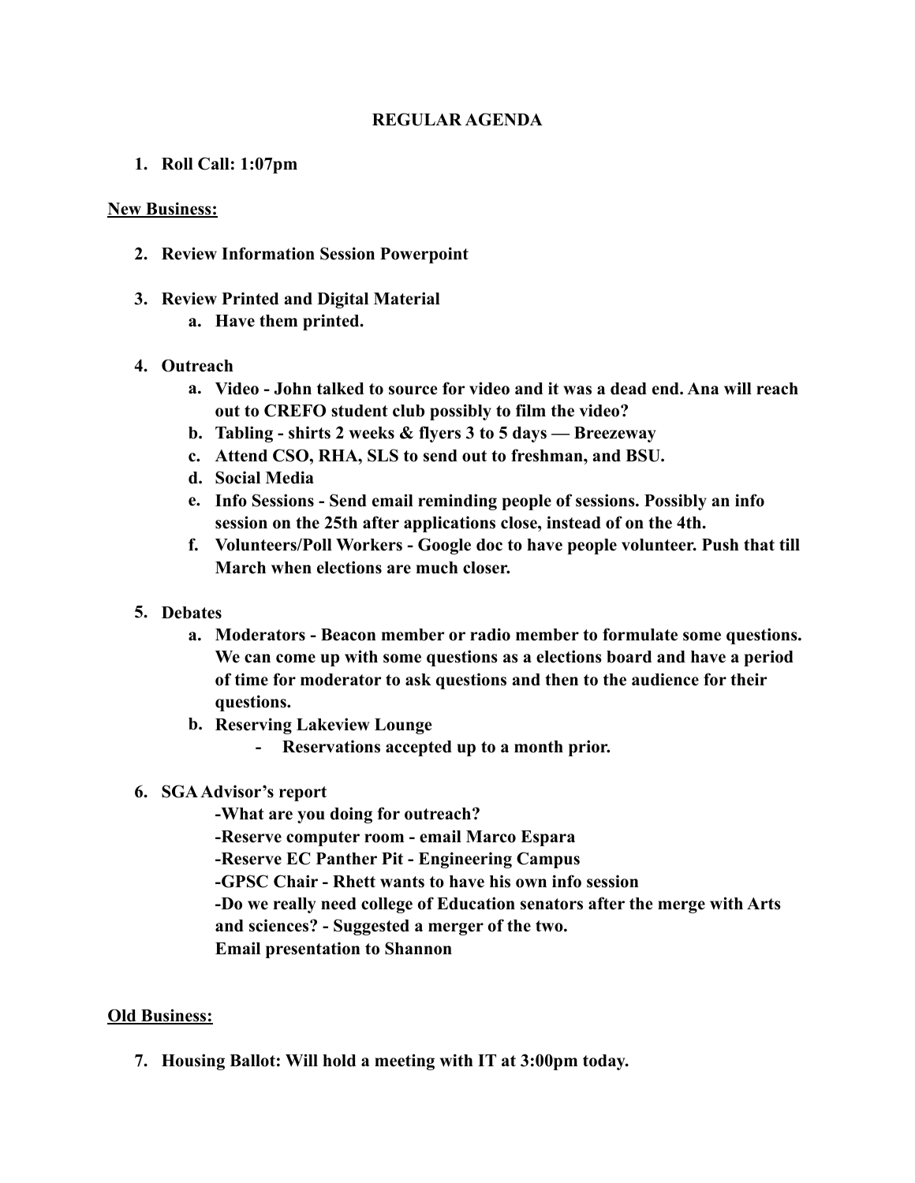**REGULAR AGENDA**

1. **Roll Call: 1:07pm**

**New Business:**

2. **Review Information Session Powerpoint**

3. **Review Printed and Digital Material**
   a. **Have them printed.**

4. **Outreach**
   a. **Video - John talked to source for video and it was a dead end. Ana will reach out to CREFO student club possibly to film the video?**
   b. **Tabling - shirts 2 weeks & flyers 3 to 5 days — Breezeway**
   c. **Attend CSO, RHA, SLS to send out to freshman, and BSU.**
   d. **Social Media**
   e. **Info Sessions - Send email reminding people of sessions. Possibly an info session on the 25th after applications close, instead of on the 4th.**
   f. **Volunteers/Poll Workers - Google doc to have people volunteer. Push that till March when elections are much closer.**

5. **Debates**
   a. **Moderators - Beacon member or radio member to formulate some questions. We can come up with some questions as a elections board and have a period of time for moderator to ask questions and then to the audience for their questions.**
   b. **Reserving Lakeview Lounge**
      - **Reservations accepted up to a month prior.**

6. **SGA Advisor's report**

   **-What are you doing for outreach?**
   **-Reserve computer room - email Marco Espara**
   **-Reserve EC Panther Pit - Engineering Campus**
   **-GPSC Chair - Rhett wants to have his own info session**
   **-Do we really need college of Education senators after the merge with Arts and sciences? - Suggested a merger of the two.**
   **Email presentation to Shannon**

**Old Business:**

7. **Housing Ballot: Will hold a meeting with IT at 3:00pm today.**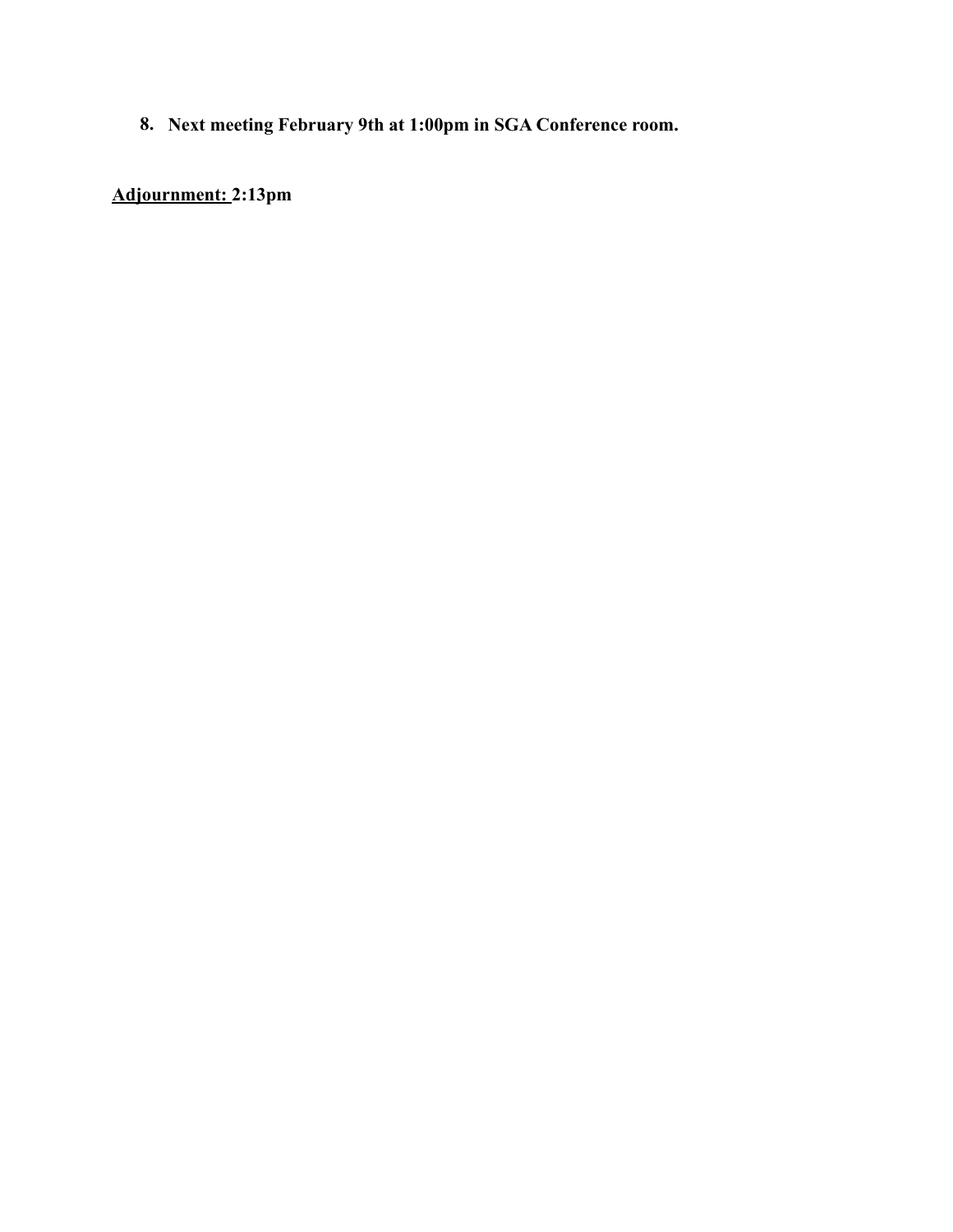8. **Next meeting February 9th at 1:00pm in SGA Conference room.**

**Adjournment: 2:13pm**